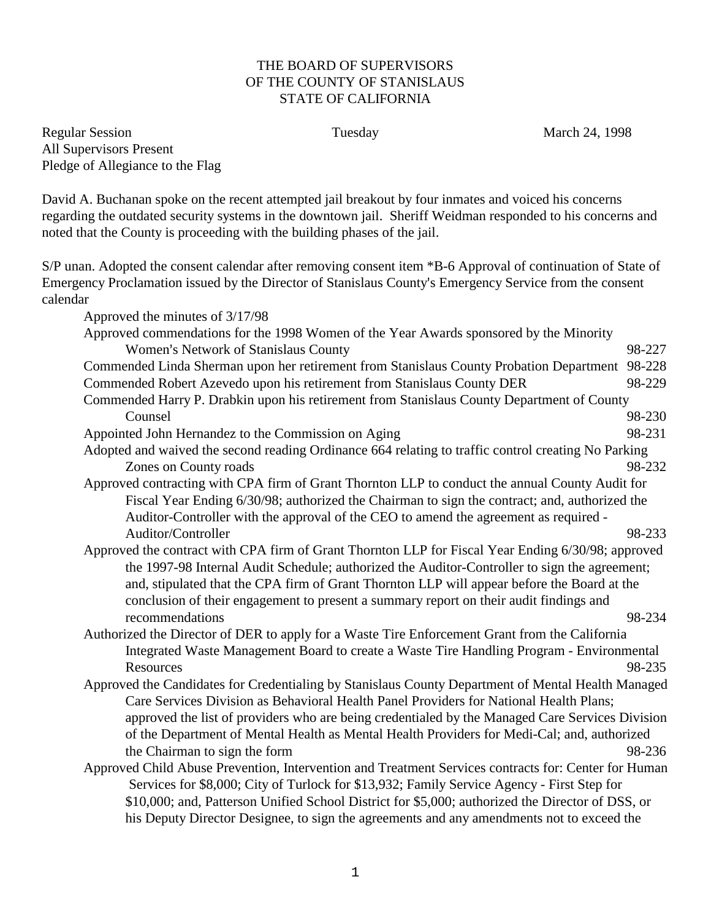THE BOARD OF SUPERVISORS
OF THE COUNTY OF STANISLAUS
STATE OF CALIFORNIA

Regular Session Tuesday March 24, 1998
All Supervisors Present
Pledge of Allegiance to the Flag

David A. Buchanan spoke on the recent attempted jail breakout by four inmates and voiced his concerns regarding the outdated security systems in the downtown jail. Sheriff Weidman responded to his concerns and noted that the County is proceeding with the building phases of the jail.

S/P unan. Adopted the consent calendar after removing consent item *B-6 Approval of continuation of State of Emergency Proclamation issued by the Director of Stanislaus County's Emergency Service from the consent calendar

- Approved the minutes of 3/17/98
- Approved commendations for the 1998 Women of the Year Awards sponsored by the Minority Women's Network of Stanislaus County 98-227
- Commended Linda Sherman upon her retirement from Stanislaus County Probation Department 98-228
- Commended Robert Azevedo upon his retirement from Stanislaus County DER 98-229
- Commended Harry P. Drabkin upon his retirement from Stanislaus County Department of County Counsel 98-230
- Appointed John Hernandez to the Commission on Aging 98-231
- Adopted and waived the second reading Ordinance 664 relating to traffic control creating No Parking Zones on County roads 98-232
- Approved contracting with CPA firm of Grant Thornton LLP to conduct the annual County Audit for Fiscal Year Ending 6/30/98; authorized the Chairman to sign the contract; and, authorized the Auditor-Controller with the approval of the CEO to amend the agreement as required - Auditor/Controller 98-233
- Approved the contract with CPA firm of Grant Thornton LLP for Fiscal Year Ending 6/30/98; approved the 1997-98 Internal Audit Schedule; authorized the Auditor-Controller to sign the agreement; and, stipulated that the CPA firm of Grant Thornton LLP will appear before the Board at the conclusion of their engagement to present a summary report on their audit findings and recommendations 98-234
- Authorized the Director of DER to apply for a Waste Tire Enforcement Grant from the California Integrated Waste Management Board to create a Waste Tire Handling Program - Environmental Resources 98-235
- Approved the Candidates for Credentialing by Stanislaus County Department of Mental Health Managed Care Services Division as Behavioral Health Panel Providers for National Health Plans; approved the list of providers who are being credentialed by the Managed Care Services Division of the Department of Mental Health as Mental Health Providers for Medi-Cal; and, authorized the Chairman to sign the form 98-236
- Approved Child Abuse Prevention, Intervention and Treatment Services contracts for: Center for Human Services for $8,000; City of Turlock for $13,932; Family Service Agency - First Step for $10,000; and, Patterson Unified School District for $5,000; authorized the Director of DSS, or his Deputy Director Designee, to sign the agreements and any amendments not to exceed the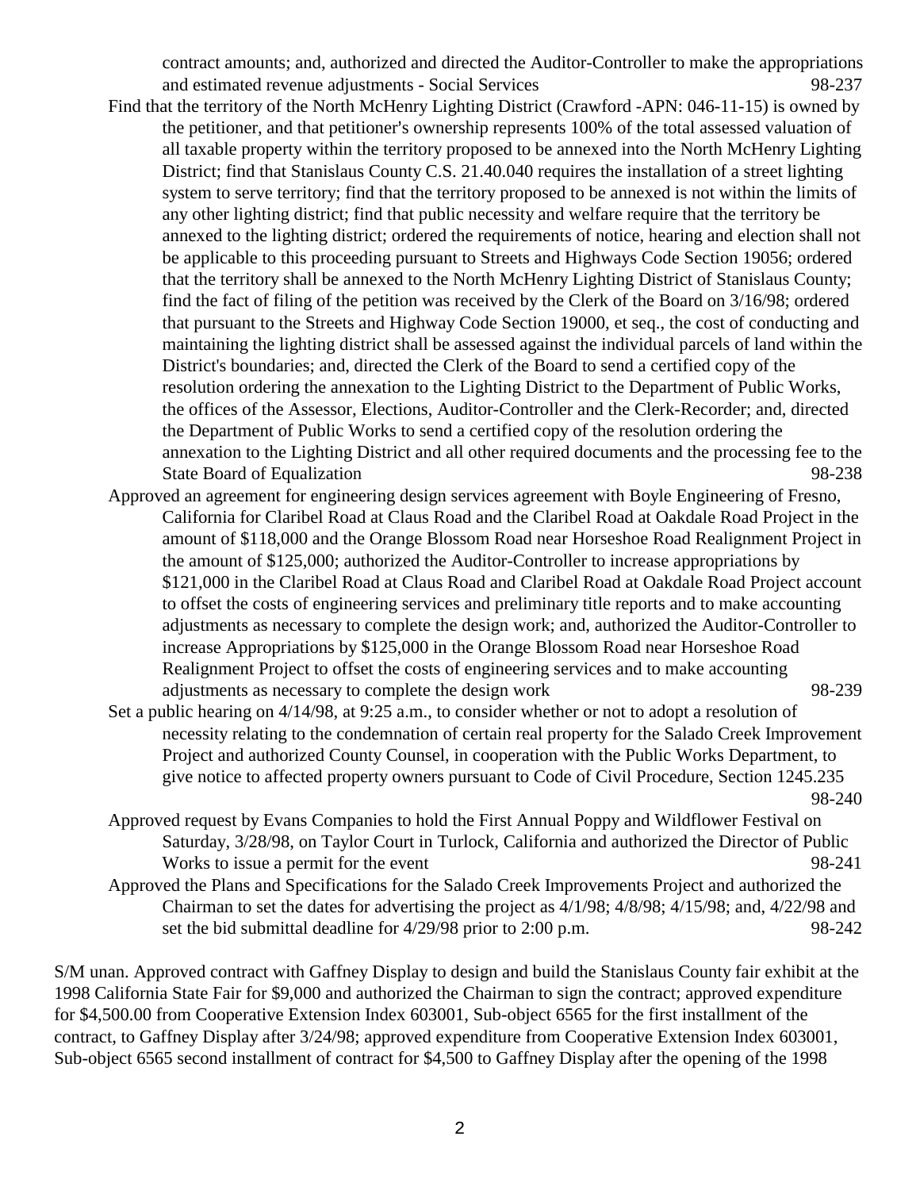contract amounts; and, authorized and directed the Auditor-Controller to make the appropriations and estimated revenue adjustments - Social Services 98-237

Find that the territory of the North McHenry Lighting District (Crawford -APN: 046-11-15) is owned by the petitioner, and that petitioner's ownership represents 100% of the total assessed valuation of all taxable property within the territory proposed to be annexed into the North McHenry Lighting District; find that Stanislaus County C.S. 21.40.040 requires the installation of a street lighting system to serve territory; find that the territory proposed to be annexed is not within the limits of any other lighting district; find that public necessity and welfare require that the territory be annexed to the lighting district; ordered the requirements of notice, hearing and election shall not be applicable to this proceeding pursuant to Streets and Highways Code Section 19056; ordered that the territory shall be annexed to the North McHenry Lighting District of Stanislaus County; find the fact of filing of the petition was received by the Clerk of the Board on 3/16/98; ordered that pursuant to the Streets and Highway Code Section 19000, et seq., the cost of conducting and maintaining the lighting district shall be assessed against the individual parcels of land within the District's boundaries; and, directed the Clerk of the Board to send a certified copy of the resolution ordering the annexation to the Lighting District to the Department of Public Works, the offices of the Assessor, Elections, Auditor-Controller and the Clerk-Recorder; and, directed the Department of Public Works to send a certified copy of the resolution ordering the annexation to the Lighting District and all other required documents and the processing fee to the State Board of Equalization 98-238

Approved an agreement for engineering design services agreement with Boyle Engineering of Fresno, California for Claribel Road at Claus Road and the Claribel Road at Oakdale Road Project in the amount of $118,000 and the Orange Blossom Road near Horseshoe Road Realignment Project in the amount of $125,000; authorized the Auditor-Controller to increase appropriations by $121,000 in the Claribel Road at Claus Road and Claribel Road at Oakdale Road Project account to offset the costs of engineering services and preliminary title reports and to make accounting adjustments as necessary to complete the design work; and, authorized the Auditor-Controller to increase Appropriations by $125,000 in the Orange Blossom Road near Horseshoe Road Realignment Project to offset the costs of engineering services and to make accounting adjustments as necessary to complete the design work 98-239

Set a public hearing on 4/14/98, at 9:25 a.m., to consider whether or not to adopt a resolution of necessity relating to the condemnation of certain real property for the Salado Creek Improvement Project and authorized County Counsel, in cooperation with the Public Works Department, to give notice to affected property owners pursuant to Code of Civil Procedure, Section 1245.235 98-240

Approved request by Evans Companies to hold the First Annual Poppy and Wildflower Festival on Saturday, 3/28/98, on Taylor Court in Turlock, California and authorized the Director of Public Works to issue a permit for the event 98-241

Approved the Plans and Specifications for the Salado Creek Improvements Project and authorized the Chairman to set the dates for advertising the project as 4/1/98; 4/8/98; 4/15/98; and, 4/22/98 and set the bid submittal deadline for 4/29/98 prior to 2:00 p.m. 98-242

S/M unan. Approved contract with Gaffney Display to design and build the Stanislaus County fair exhibit at the 1998 California State Fair for $9,000 and authorized the Chairman to sign the contract; approved expenditure for $4,500.00 from Cooperative Extension Index 603001, Sub-object 6565 for the first installment of the contract, to Gaffney Display after 3/24/98; approved expenditure from Cooperative Extension Index 603001, Sub-object 6565 second installment of contract for $4,500 to Gaffney Display after the opening of the 1998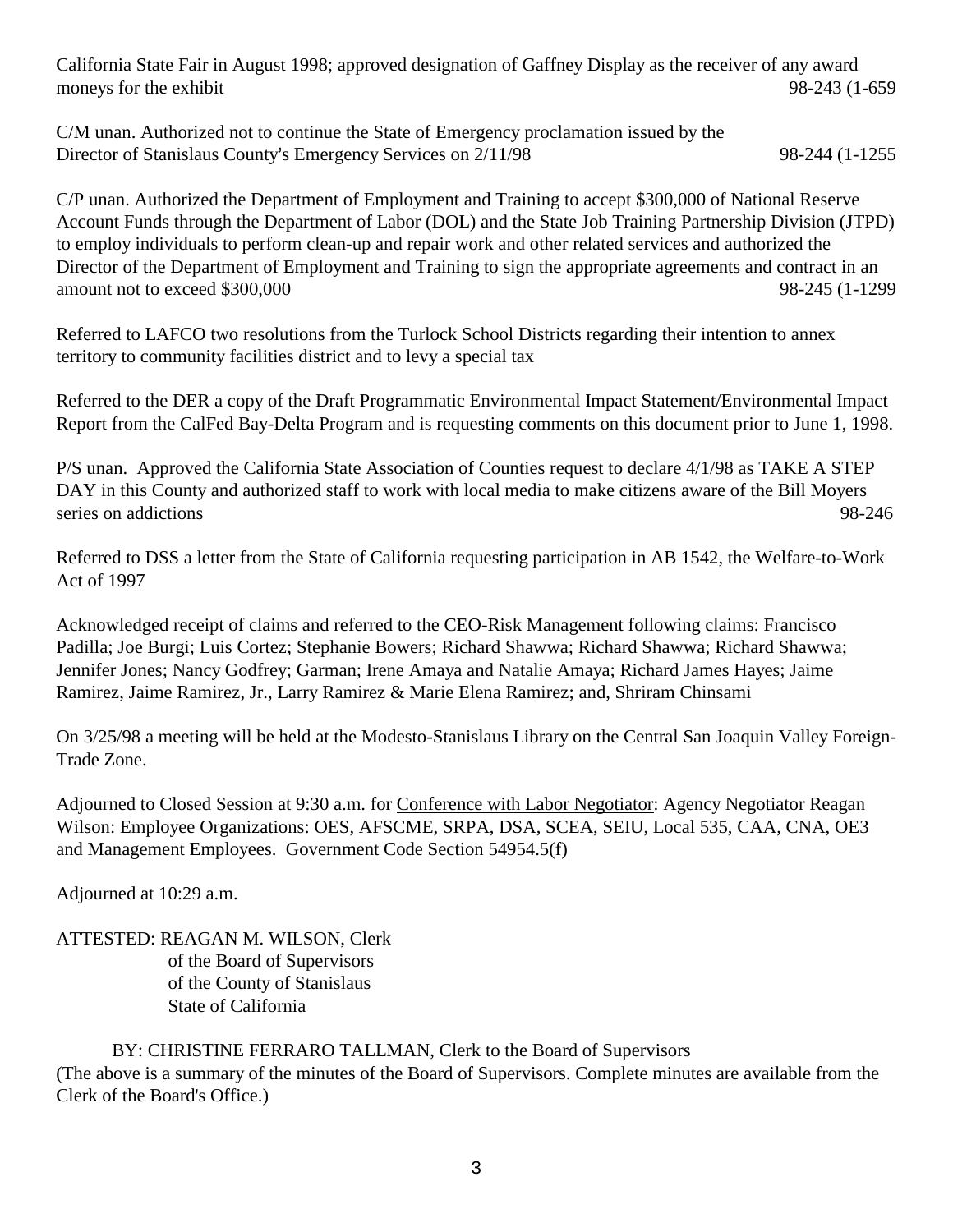California State Fair in August 1998; approved designation of Gaffney Display as the receiver of any award moneys for the exhibit 98-243 (1-659

C/M unan. Authorized not to continue the State of Emergency proclamation issued by the Director of Stanislaus County's Emergency Services on 2/11/98 98-244 (1-1255

C/P unan. Authorized the Department of Employment and Training to accept $300,000 of National Reserve Account Funds through the Department of Labor (DOL) and the State Job Training Partnership Division (JTPD) to employ individuals to perform clean-up and repair work and other related services and authorized the Director of the Department of Employment and Training to sign the appropriate agreements and contract in an amount not to exceed $300,000 98-245 (1-1299

Referred to LAFCO two resolutions from the Turlock School Districts regarding their intention to annex territory to community facilities district and to levy a special tax

Referred to the DER a copy of the Draft Programmatic Environmental Impact Statement/Environmental Impact Report from the CalFed Bay-Delta Program and is requesting comments on this document prior to June 1, 1998.

P/S unan. Approved the California State Association of Counties request to declare 4/1/98 as TAKE A STEP DAY in this County and authorized staff to work with local media to make citizens aware of the Bill Moyers series on addictions 98-246

Referred to DSS a letter from the State of California requesting participation in AB 1542, the Welfare-to-Work Act of 1997

Acknowledged receipt of claims and referred to the CEO-Risk Management following claims: Francisco Padilla; Joe Burgi; Luis Cortez; Stephanie Bowers; Richard Shawwa; Richard Shawwa; Richard Shawwa; Jennifer Jones; Nancy Godfrey; Garman; Irene Amaya and Natalie Amaya; Richard James Hayes; Jaime Ramirez, Jaime Ramirez, Jr., Larry Ramirez & Marie Elena Ramirez; and, Shriram Chinsami

On 3/25/98 a meeting will be held at the Modesto-Stanislaus Library on the Central San Joaquin Valley Foreign-Trade Zone.

Adjourned to Closed Session at 9:30 a.m. for Conference with Labor Negotiator: Agency Negotiator Reagan Wilson: Employee Organizations: OES, AFSCME, SRPA, DSA, SCEA, SEIU, Local 535, CAA, CNA, OE3 and Management Employees. Government Code Section 54954.5(f)

Adjourned at 10:29 a.m.

ATTESTED: REAGAN M. WILSON, Clerk
of the Board of Supervisors
of the County of Stanislaus
State of California

BY: CHRISTINE FERRARO TALLMAN, Clerk to the Board of Supervisors
(The above is a summary of the minutes of the Board of Supervisors. Complete minutes are available from the Clerk of the Board's Office.)